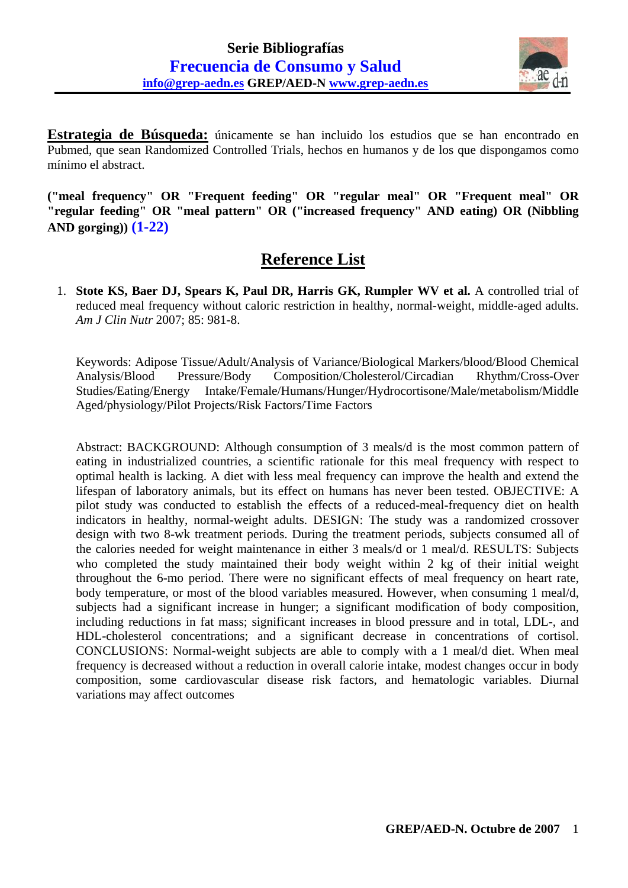# Serie Bibliografías

## Frecuencia de Consumo y Salud

info@grep-aedn.es GREP/AED-N www.grep-aedn.es

**Estrategia de Búsqueda:** únicamente se han incluido los estudios que se han encontrado en Pubmed, que sean Randomized Controlled Trials, hechos en humanos y de los que dispongamos como mínimo el abstract.

**("meal frequency" OR "Frequent feeding" OR "regular meal" OR "Frequent meal" OR "regular feeding" OR "meal pattern" OR ("increased frequency" AND eating) OR (Nibbling AND gorging)) (1-22)**

## Reference List

1. **Stote KS, Baer DJ, Spears K, Paul DR, Harris GK, Rumpler WV et al.** A controlled trial of reduced meal frequency without caloric restriction in healthy, normal-weight, middle-aged adults. *Am J Clin Nutr* 2007; 85: 981-8.

   Keywords: Adipose Tissue/Adult/Analysis of Variance/Biological Markers/blood/Blood Chemical Analysis/Blood Pressure/Body Composition/Cholesterol/Circadian Rhythm/Cross-Over Studies/Eating/Energy Intake/Female/Humans/Hunger/Hydrocortisone/Male/metabolism/Middle Aged/physiology/Pilot Projects/Risk Factors/Time Factors

   Abstract: BACKGROUND: Although consumption of 3 meals/d is the most common pattern of eating in industrialized countries, a scientific rationale for this meal frequency with respect to optimal health is lacking. A diet with less meal frequency can improve the health and extend the lifespan of laboratory animals, but its effect on humans has never been tested. OBJECTIVE: A pilot study was conducted to establish the effects of a reduced-meal-frequency diet on health indicators in healthy, normal-weight adults. DESIGN: The study was a randomized crossover design with two 8-wk treatment periods. During the treatment periods, subjects consumed all of the calories needed for weight maintenance in either 3 meals/d or 1 meal/d. RESULTS: Subjects who completed the study maintained their body weight within 2 kg of their initial weight throughout the 6-mo period. There were no significant effects of meal frequency on heart rate, body temperature, or most of the blood variables measured. However, when consuming 1 meal/d, subjects had a significant increase in hunger; a significant modification of body composition, including reductions in fat mass; significant increases in blood pressure and in total, LDL-, and HDL-cholesterol concentrations; and a significant decrease in concentrations of cortisol. CONCLUSIONS: Normal-weight subjects are able to comply with a 1 meal/d diet. When meal frequency is decreased without a reduction in overall calorie intake, modest changes occur in body composition, some cardiovascular disease risk factors, and hematologic variables. Diurnal variations may affect outcomes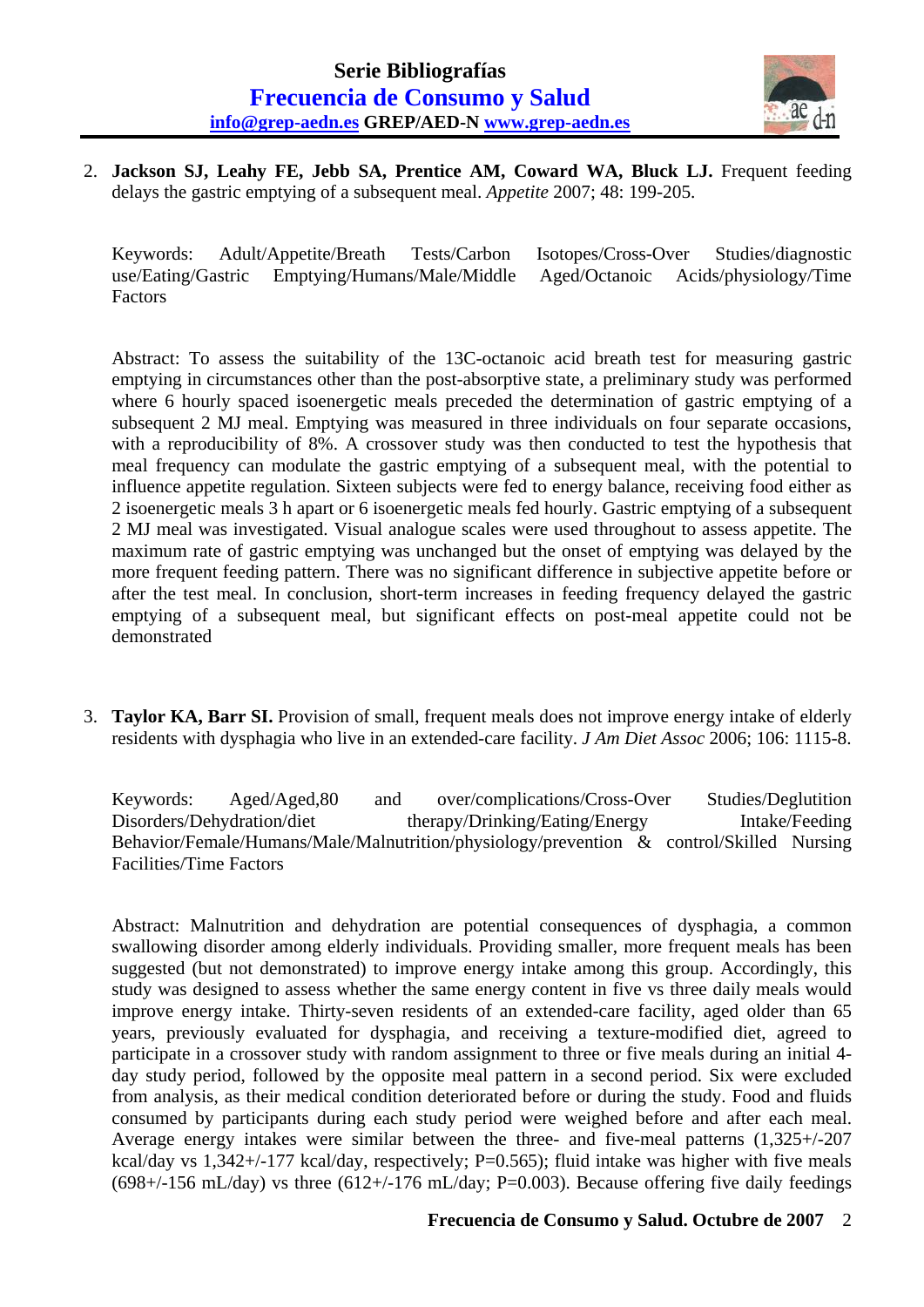2. **Jackson SJ, Leahy FE, Jebb SA, Prentice AM, Coward WA, Bluck LJ.** Frequent feeding delays the gastric emptying of a subsequent meal. *Appetite* 2007; 48: 199-205.

   Keywords: Adult/Appetite/Breath Tests/Carbon Isotopes/Cross-Over Studies/diagnostic use/Eating/Gastric Emptying/Humans/Male/Middle Aged/Octanoic Acids/physiology/Time Factors

   Abstract: To assess the suitability of the 13C-octanoic acid breath test for measuring gastric emptying in circumstances other than the post-absorptive state, a preliminary study was performed where 6 hourly spaced isoenergetic meals preceded the determination of gastric emptying of a subsequent 2 MJ meal. Emptying was measured in three individuals on four separate occasions, with a reproducibility of 8%. A crossover study was then conducted to test the hypothesis that meal frequency can modulate the gastric emptying of a subsequent meal, with the potential to influence appetite regulation. Sixteen subjects were fed to energy balance, receiving food either as 2 isoenergetic meals 3 h apart or 6 isoenergetic meals fed hourly. Gastric emptying of a subsequent 2 MJ meal was investigated. Visual analogue scales were used throughout to assess appetite. The maximum rate of gastric emptying was unchanged but the onset of emptying was delayed by the more frequent feeding pattern. There was no significant difference in subjective appetite before or after the test meal. In conclusion, short-term increases in feeding frequency delayed the gastric emptying of a subsequent meal, but significant effects on post-meal appetite could not be demonstrated

3. **Taylor KA, Barr SI.** Provision of small, frequent meals does not improve energy intake of elderly residents with dysphagia who live in an extended-care facility. *J Am Diet Assoc* 2006; 106: 1115-8.

   Keywords: Aged/Aged,80 and over/complications/Cross-Over Studies/Deglutition Disorders/Dehydration/diet therapy/Drinking/Eating/Energy Intake/Feeding Behavior/Female/Humans/Male/Malnutrition/physiology/prevention & control/Skilled Nursing Facilities/Time Factors

   Abstract: Malnutrition and dehydration are potential consequences of dysphagia, a common swallowing disorder among elderly individuals. Providing smaller, more frequent meals has been suggested (but not demonstrated) to improve energy intake among this group. Accordingly, this study was designed to assess whether the same energy content in five vs three daily meals would improve energy intake. Thirty-seven residents of an extended-care facility, aged older than 65 years, previously evaluated for dysphagia, and receiving a texture-modified diet, agreed to participate in a crossover study with random assignment to three or five meals during an initial 4-day study period, followed by the opposite meal pattern in a second period. Six were excluded from analysis, as their medical condition deteriorated before or during the study. Food and fluids consumed by participants during each study period were weighed before and after each meal. Average energy intakes were similar between the three- and five-meal patterns (1,325+/-207 kcal/day vs 1,342+/-177 kcal/day, respectively; P=0.565); fluid intake was higher with five meals (698+/-156 mL/day) vs three (612+/-176 mL/day; P=0.003). Because offering five daily feedings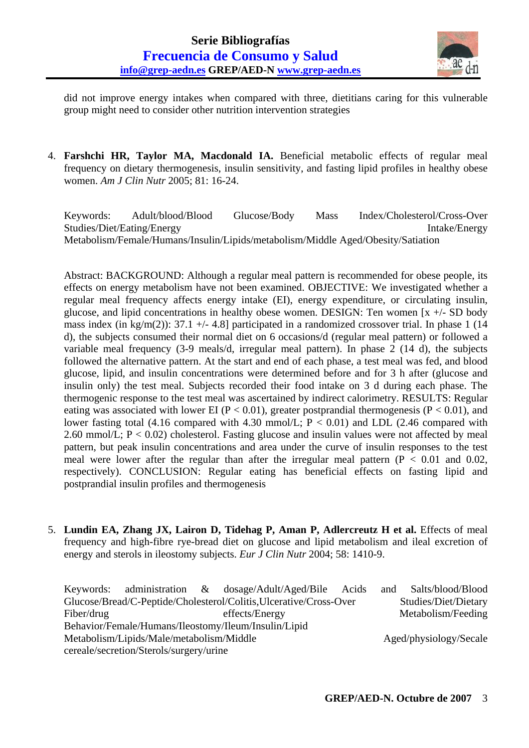did not improve energy intakes when compared with three, dietitians caring for this vulnerable group might need to consider other nutrition intervention strategies

4. **Farshchi HR, Taylor MA, Macdonald IA.** Beneficial metabolic effects of regular meal frequency on dietary thermogenesis, insulin sensitivity, and fasting lipid profiles in healthy obese women. *Am J Clin Nutr* 2005; 81: 16-24.

   Keywords: Adult/blood/Blood Glucose/Body Mass Index/Cholesterol/Cross-Over Studies/Diet/Eating/Energy Intake/Energy Metabolism/Female/Humans/Insulin/Lipids/metabolism/Middle Aged/Obesity/Satiation

   Abstract: BACKGROUND: Although a regular meal pattern is recommended for obese people, its effects on energy metabolism have not been examined. OBJECTIVE: We investigated whether a regular meal frequency affects energy intake (EI), energy expenditure, or circulating insulin, glucose, and lipid concentrations in healthy obese women. DESIGN: Ten women [x +/- SD body mass index (in kg/m(2)): 37.1 +/- 4.8] participated in a randomized crossover trial. In phase 1 (14 d), the subjects consumed their normal diet on 6 occasions/d (regular meal pattern) or followed a variable meal frequency (3-9 meals/d, irregular meal pattern). In phase 2 (14 d), the subjects followed the alternative pattern. At the start and end of each phase, a test meal was fed, and blood glucose, lipid, and insulin concentrations were determined before and for 3 h after (glucose and insulin only) the test meal. Subjects recorded their food intake on 3 d during each phase. The thermogenic response to the test meal was ascertained by indirect calorimetry. RESULTS: Regular eating was associated with lower EI ($P < 0.01$), greater postprandial thermogenesis ($P < 0.01$), and lower fasting total (4.16 compared with 4.30 mmol/L; $P < 0.01$) and LDL (2.46 compared with 2.60 mmol/L; $P < 0.02$) cholesterol. Fasting glucose and insulin values were not affected by meal pattern, but peak insulin concentrations and area under the curve of insulin responses to the test meal were lower after the regular than after the irregular meal pattern ($P < 0.01$ and 0.02, respectively). CONCLUSION: Regular eating has beneficial effects on fasting lipid and postprandial insulin profiles and thermogenesis

5. **Lundin EA, Zhang JX, Lairon D, Tidehag P, Aman P, Adlercreutz H et al.** Effects of meal frequency and high-fibre rye-bread diet on glucose and lipid metabolism and ileal excretion of energy and sterols in ileostomy subjects. *Eur J Clin Nutr* 2004; 58: 1410-9.

   Keywords: administration & dosage/Adult/Aged/Bile Acids and Salts/blood/Blood Glucose/Bread/C-Peptide/Cholesterol/Colitis,Ulcerative/Cross-Over Studies/Diet/Dietary Fiber/drug effects/Energy Metabolism/Feeding Behavior/Female/Humans/Ileostomy/Ileum/Insulin/Lipid Metabolism/Lipids/Male/metabolism/Middle Aged/physiology/Secale cereale/secretion/Sterols/surgery/urine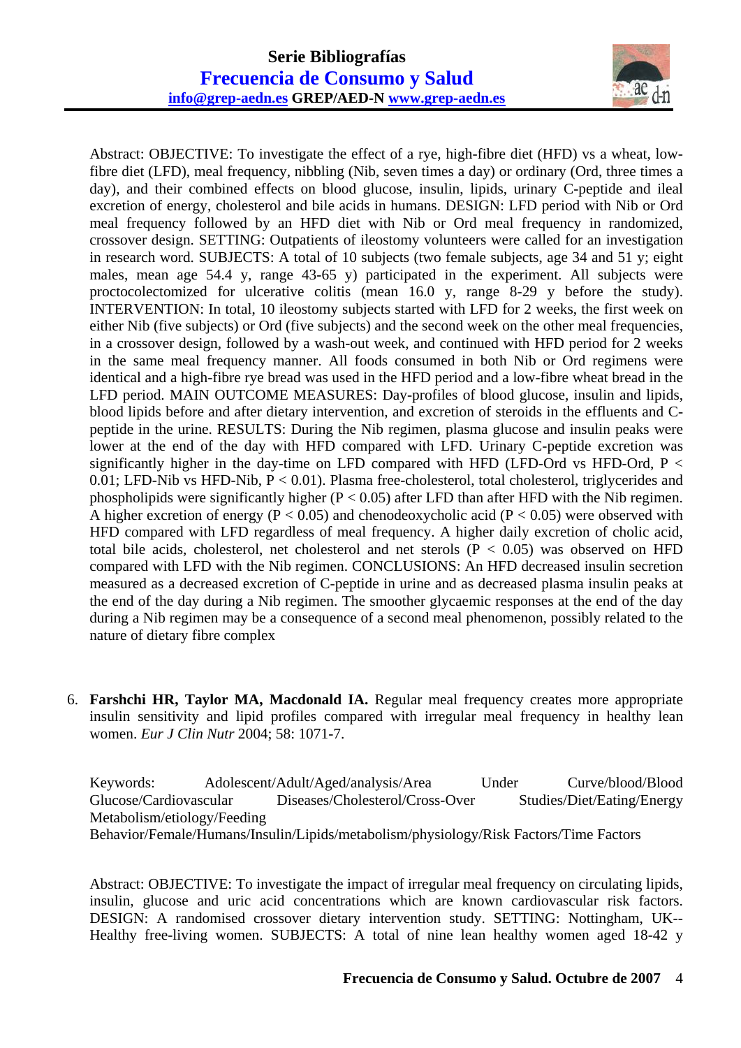Abstract: OBJECTIVE: To investigate the effect of a rye, high-fibre diet (HFD) vs a wheat, low-fibre diet (LFD), meal frequency, nibbling (Nib, seven times a day) or ordinary (Ord, three times a day), and their combined effects on blood glucose, insulin, lipids, urinary C-peptide and ileal excretion of energy, cholesterol and bile acids in humans. DESIGN: LFD period with Nib or Ord meal frequency followed by an HFD diet with Nib or Ord meal frequency in randomized, crossover design. SETTING: Outpatients of ileostomy volunteers were called for an investigation in research word. SUBJECTS: A total of 10 subjects (two female subjects, age 34 and 51 y; eight males, mean age 54.4 y, range 43-65 y) participated in the experiment. All subjects were proctocolectomized for ulcerative colitis (mean 16.0 y, range 8-29 y before the study). INTERVENTION: In total, 10 ileostomy subjects started with LFD for 2 weeks, the first week on either Nib (five subjects) or Ord (five subjects) and the second week on the other meal frequencies, in a crossover design, followed by a wash-out week, and continued with HFD period for 2 weeks in the same meal frequency manner. All foods consumed in both Nib or Ord regimens were identical and a high-fibre rye bread was used in the HFD period and a low-fibre wheat bread in the LFD period. MAIN OUTCOME MEASURES: Day-profiles of blood glucose, insulin and lipids, blood lipids before and after dietary intervention, and excretion of steroids in the effluents and C-peptide in the urine. RESULTS: During the Nib regimen, plasma glucose and insulin peaks were lower at the end of the day with HFD compared with LFD. Urinary C-peptide excretion was significantly higher in the day-time on LFD compared with HFD (LFD-Ord vs HFD-Ord, $P < 0.01$; LFD-Nib vs HFD-Nib, $P < 0.01$). Plasma free-cholesterol, total cholesterol, triglycerides and phospholipids were significantly higher ($P < 0.05$) after LFD than after HFD with the Nib regimen. A higher excretion of energy ($P < 0.05$) and chenodeoxycholic acid ($P < 0.05$) were observed with HFD compared with LFD regardless of meal frequency. A higher daily excretion of cholic acid, total bile acids, cholesterol, net cholesterol and net sterols ($P < 0.05$) was observed on HFD compared with LFD with the Nib regimen. CONCLUSIONS: An HFD decreased insulin secretion measured as a decreased excretion of C-peptide in urine and as decreased plasma insulin peaks at the end of the day during a Nib regimen. The smoother glycaemic responses at the end of the day during a Nib regimen may be a consequence of a second meal phenomenon, possibly related to the nature of dietary fibre complex

6. **Farshchi HR, Taylor MA, Macdonald IA.** Regular meal frequency creates more appropriate insulin sensitivity and lipid profiles compared with irregular meal frequency in healthy lean women. *Eur J Clin Nutr* 2004; 58: 1071-7.

Keywords: Adolescent/Adult/Aged/analysis/Area Under Curve/blood/Blood Glucose/Cardiovascular Diseases/Cholesterol/Cross-Over Studies/Diet/Eating/Energy Metabolism/etiology/Feeding Behavior/Female/Humans/Insulin/Lipids/metabolism/physiology/Risk Factors/Time Factors

Abstract: OBJECTIVE: To investigate the impact of irregular meal frequency on circulating lipids, insulin, glucose and uric acid concentrations which are known cardiovascular risk factors. DESIGN: A randomised crossover dietary intervention study. SETTING: Nottingham, UK--Healthy free-living women. SUBJECTS: A total of nine lean healthy women aged 18-42 y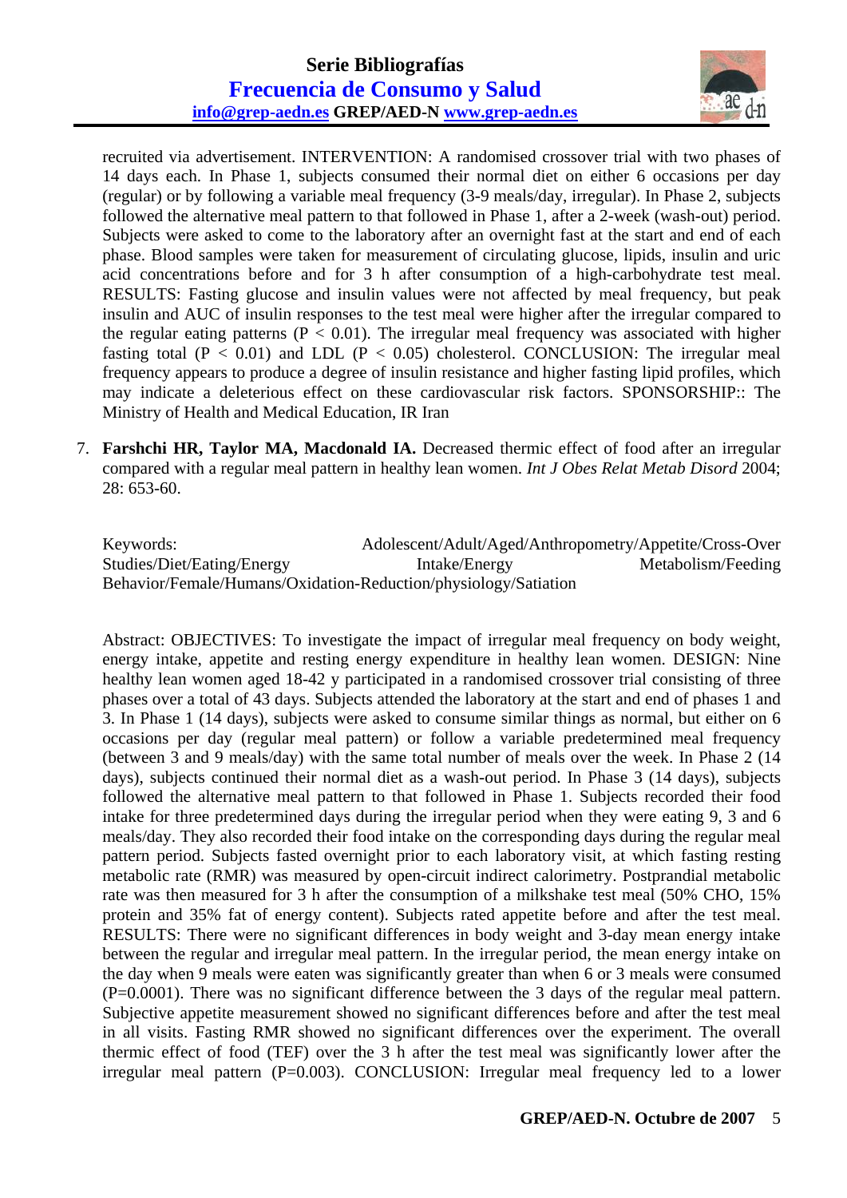recruited via advertisement. INTERVENTION: A randomised crossover trial with two phases of 14 days each. In Phase 1, subjects consumed their normal diet on either 6 occasions per day (regular) or by following a variable meal frequency (3-9 meals/day, irregular). In Phase 2, subjects followed the alternative meal pattern to that followed in Phase 1, after a 2-week (wash-out) period. Subjects were asked to come to the laboratory after an overnight fast at the start and end of each phase. Blood samples were taken for measurement of circulating glucose, lipids, insulin and uric acid concentrations before and for 3 h after consumption of a high-carbohydrate test meal. RESULTS: Fasting glucose and insulin values were not affected by meal frequency, but peak insulin and AUC of insulin responses to the test meal were higher after the irregular compared to the regular eating patterns ($P < 0.01$). The irregular meal frequency was associated with higher fasting total ($P < 0.01$) and LDL ($P < 0.05$) cholesterol. CONCLUSION: The irregular meal frequency appears to produce a degree of insulin resistance and higher fasting lipid profiles, which may indicate a deleterious effect on these cardiovascular risk factors. SPONSORSHIP:: The Ministry of Health and Medical Education, IR Iran

7. **Farshchi HR, Taylor MA, Macdonald IA.** Decreased thermic effect of food after an irregular compared with a regular meal pattern in healthy lean women. *Int J Obes Relat Metab Disord* 2004; 28: 653-60.

Keywords: Adolescent/Adult/Aged/Anthropometry/Appetite/Cross-Over Studies/Diet/Eating/Energy Intake/Energy Metabolism/Feeding Behavior/Female/Humans/Oxidation-Reduction/physiology/Satiation

Abstract: OBJECTIVES: To investigate the impact of irregular meal frequency on body weight, energy intake, appetite and resting energy expenditure in healthy lean women. DESIGN: Nine healthy lean women aged 18-42 y participated in a randomised crossover trial consisting of three phases over a total of 43 days. Subjects attended the laboratory at the start and end of phases 1 and 3. In Phase 1 (14 days), subjects were asked to consume similar things as normal, but either on 6 occasions per day (regular meal pattern) or follow a variable predetermined meal frequency (between 3 and 9 meals/day) with the same total number of meals over the week. In Phase 2 (14 days), subjects continued their normal diet as a wash-out period. In Phase 3 (14 days), subjects followed the alternative meal pattern to that followed in Phase 1. Subjects recorded their food intake for three predetermined days during the irregular period when they were eating 9, 3 and 6 meals/day. They also recorded their food intake on the corresponding days during the regular meal pattern period. Subjects fasted overnight prior to each laboratory visit, at which fasting resting metabolic rate (RMR) was measured by open-circuit indirect calorimetry. Postprandial metabolic rate was then measured for 3 h after the consumption of a milkshake test meal (50% CHO, 15% protein and 35% fat of energy content). Subjects rated appetite before and after the test meal. RESULTS: There were no significant differences in body weight and 3-day mean energy intake between the regular and irregular meal pattern. In the irregular period, the mean energy intake on the day when 9 meals were eaten was significantly greater than when 6 or 3 meals were consumed ($P=0.0001$). There was no significant difference between the 3 days of the regular meal pattern. Subjective appetite measurement showed no significant differences before and after the test meal in all visits. Fasting RMR showed no significant differences over the experiment. The overall thermic effect of food (TEF) over the 3 h after the test meal was significantly lower after the irregular meal pattern ($P=0.003$). CONCLUSION: Irregular meal frequency led to a lower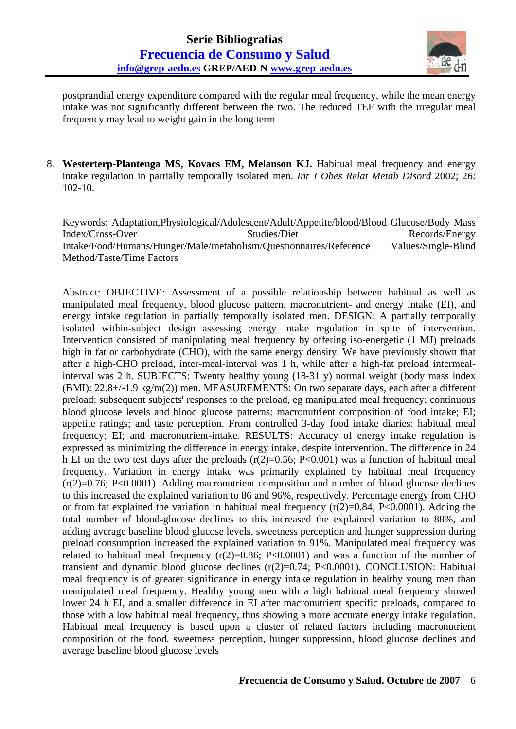postprandial energy expenditure compared with the regular meal frequency, while the mean energy intake was not significantly different between the two. The reduced TEF with the irregular meal frequency may lead to weight gain in the long term

8. **Westerterp-Plantenga MS, Kovacs EM, Melanson KJ.** Habitual meal frequency and energy intake regulation in partially temporally isolated men. *Int J Obes Relat Metab Disord* 2002; 26: 102-10.

Keywords: Adaptation,Physiological/Adolescent/Adult/Appetite/blood/Blood Glucose/Body Mass Index/Cross-Over Studies/Diet Records/Energy Intake/Food/Humans/Hunger/Male/metabolism/Questionnaires/Reference Values/Single-Blind Method/Taste/Time Factors

Abstract: OBJECTIVE: Assessment of a possible relationship between habitual as well as manipulated meal frequency, blood glucose pattern, macronutrient- and energy intake (EI), and energy intake regulation in partially temporally isolated men. DESIGN: A partially temporally isolated within-subject design assessing energy intake regulation in spite of intervention. Intervention consisted of manipulating meal frequency by offering iso-energetic (1 MJ) preloads high in fat or carbohydrate (CHO), with the same energy density. We have previously shown that after a high-CHO preload, inter-meal-interval was 1 h, while after a high-fat preload intermeal-interval was 2 h. SUBJECTS: Twenty healthy young (18-31 y) normal weight (body mass index (BMI): 22.8+/-1.9 kg/m(2)) men. MEASUREMENTS: On two separate days, each after a different preload: subsequent subjects' responses to the preload, eg manipulated meal frequency; continuous blood glucose levels and blood glucose patterns: macronutrient composition of food intake; EI; appetite ratings; and taste perception. From controlled 3-day food intake diaries: habitual meal frequency; EI; and macronutrient-intake. RESULTS: Accuracy of energy intake regulation is expressed as minimizing the difference in energy intake, despite intervention. The difference in 24 h EI on the two test days after the preloads (r(2)=0.56; P<0.001) was a function of habitual meal frequency. Variation in energy intake was primarily explained by habitual meal frequency (r(2)=0.76; P<0.0001). Adding macronutrient composition and number of blood glucose declines to this increased the explained variation to 86 and 96%, respectively. Percentage energy from CHO or from fat explained the variation in habitual meal frequency (r(2)=0.84; P<0.0001). Adding the total number of blood-glucose declines to this increased the explained variation to 88%, and adding average baseline blood glucose levels, sweetness perception and hunger suppression during preload consumption increased the explained variation to 91%. Manipulated meal frequency was related to habitual meal frequency (r(2)=0.86; P<0.0001) and was a function of the number of transient and dynamic blood glucose declines (r(2)=0.74; P<0.0001). CONCLUSION: Habitual meal frequency is of greater significance in energy intake regulation in healthy young men than manipulated meal frequency. Healthy young men with a high habitual meal frequency showed lower 24 h EI, and a smaller difference in EI after macronutrient specific preloads, compared to those with a low habitual meal frequency, thus showing a more accurate energy intake regulation. Habitual meal frequency is based upon a cluster of related factors including macronutrient composition of the food, sweetness perception, hunger suppression, blood glucose declines and average baseline blood glucose levels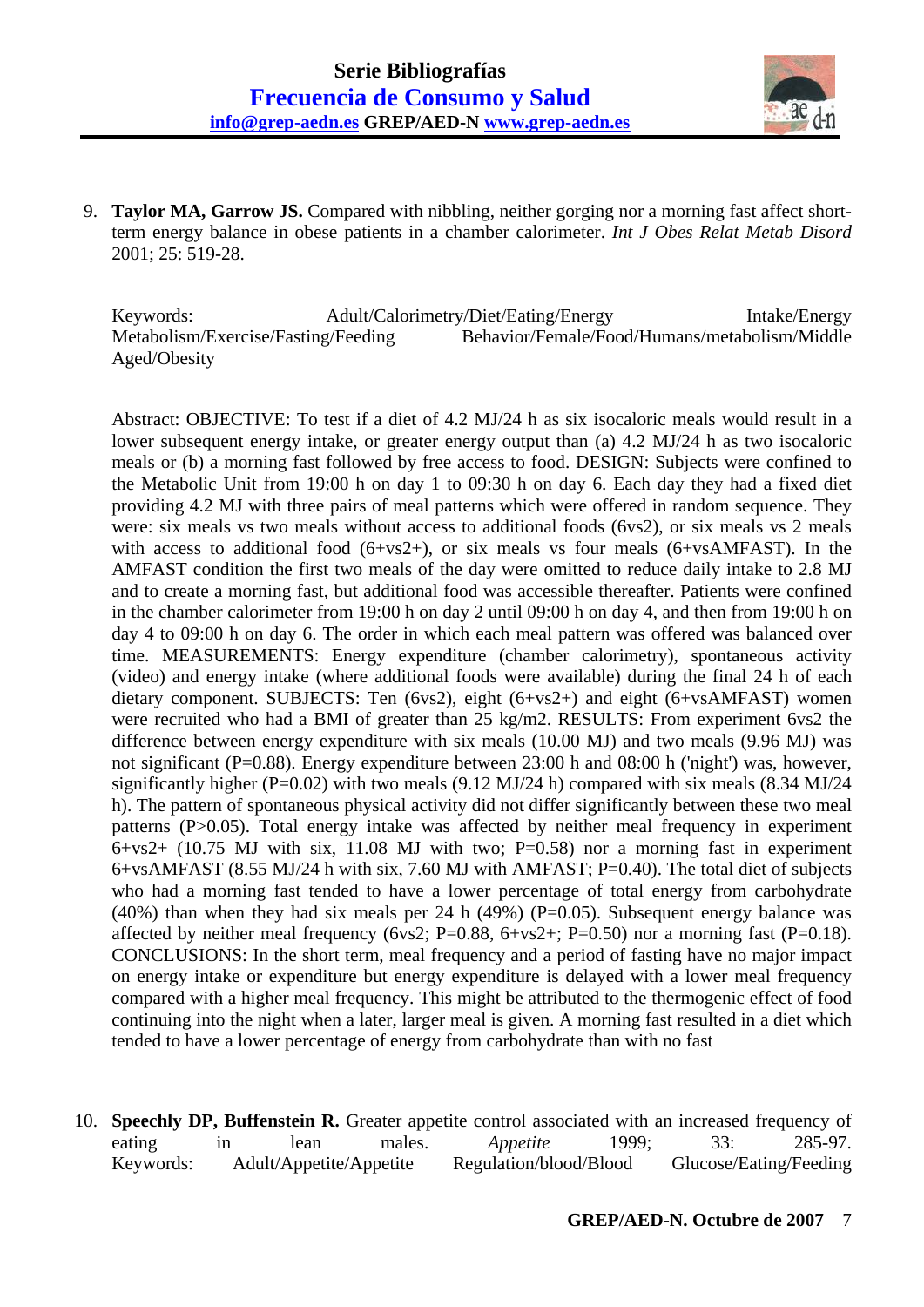9. **Taylor MA, Garrow JS.** Compared with nibbling, neither gorging nor a morning fast affect short-term energy balance in obese patients in a chamber calorimeter. *Int J Obes Relat Metab Disord* 2001; 25: 519-28.

   Keywords: Adult/Calorimetry/Diet/Eating/Energy Intake/Energy Metabolism/Exercise/Fasting/Feeding Behavior/Female/Food/Humans/metabolism/Middle Aged/Obesity

   Abstract: OBJECTIVE: To test if a diet of 4.2 MJ/24 h as six isocaloric meals would result in a lower subsequent energy intake, or greater energy output than (a) 4.2 MJ/24 h as two isocaloric meals or (b) a morning fast followed by free access to food. DESIGN: Subjects were confined to the Metabolic Unit from 19:00 h on day 1 to 09:30 h on day 6. Each day they had a fixed diet providing 4.2 MJ with three pairs of meal patterns which were offered in random sequence. They were: six meals vs two meals without access to additional foods (6vs2), or six meals vs 2 meals with access to additional food (6+vs2+), or six meals vs four meals (6+vsAMFAST). In the AMFAST condition the first two meals of the day were omitted to reduce daily intake to 2.8 MJ and to create a morning fast, but additional food was accessible thereafter. Patients were confined in the chamber calorimeter from 19:00 h on day 2 until 09:00 h on day 4, and then from 19:00 h on day 4 to 09:00 h on day 6. The order in which each meal pattern was offered was balanced over time. MEASUREMENTS: Energy expenditure (chamber calorimetry), spontaneous activity (video) and energy intake (where additional foods were available) during the final 24 h of each dietary component. SUBJECTS: Ten (6vs2), eight (6+vs2+) and eight (6+vsAMFAST) women were recruited who had a BMI of greater than 25 kg/m2. RESULTS: From experiment 6vs2 the difference between energy expenditure with six meals (10.00 MJ) and two meals (9.96 MJ) was not significant (P=0.88). Energy expenditure between 23:00 h and 08:00 h ('night') was, however, significantly higher (P=0.02) with two meals (9.12 MJ/24 h) compared with six meals (8.34 MJ/24 h). The pattern of spontaneous physical activity did not differ significantly between these two meal patterns (P>0.05). Total energy intake was affected by neither meal frequency in experiment 6+vs2+ (10.75 MJ with six, 11.08 MJ with two; P=0.58) nor a morning fast in experiment 6+vsAMFAST (8.55 MJ/24 h with six, 7.60 MJ with AMFAST; P=0.40). The total diet of subjects who had a morning fast tended to have a lower percentage of total energy from carbohydrate (40%) than when they had six meals per 24 h (49%) (P=0.05). Subsequent energy balance was affected by neither meal frequency (6vs2; P=0.88, 6+vs2+; P=0.50) nor a morning fast (P=0.18). CONCLUSIONS: In the short term, meal frequency and a period of fasting have no major impact on energy intake or expenditure but energy expenditure is delayed with a lower meal frequency compared with a higher meal frequency. This might be attributed to the thermogenic effect of food continuing into the night when a later, larger meal is given. A morning fast resulted in a diet which tended to have a lower percentage of energy from carbohydrate than with no fast

10. **Speechly DP, Buffenstein R.** Greater appetite control associated with an increased frequency of eating in lean males. *Appetite* 1999; 33: 285-97.
    Keywords: Adult/Appetite/Appetite Regulation/blood/Blood Glucose/Eating/Feeding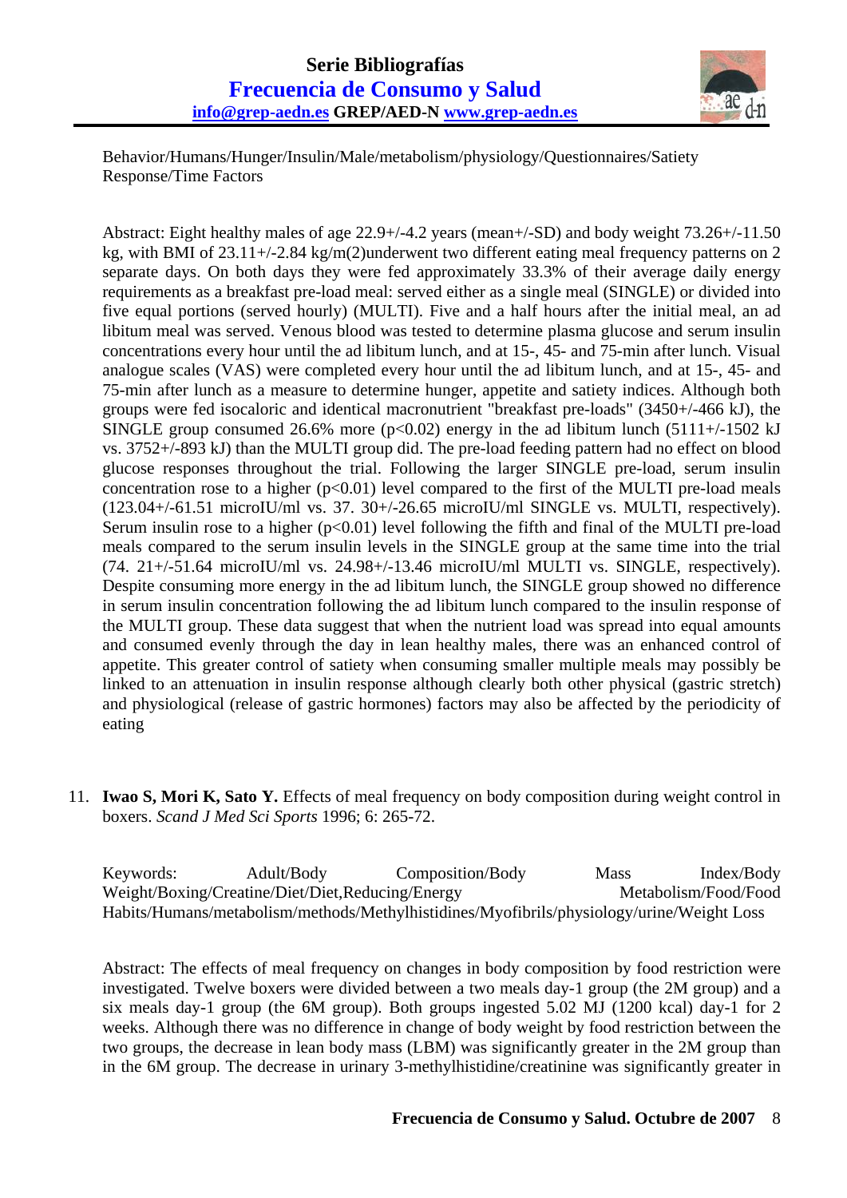Behavior/Humans/Hunger/Insulin/Male/metabolism/physiology/Questionnaires/Satiety Response/Time Factors

Abstract: Eight healthy males of age 22.9+/-4.2 years (mean+/-SD) and body weight 73.26+/-11.50 kg, with BMI of 23.11+/-2.84 kg/m(2)underwent two different eating meal frequency patterns on 2 separate days. On both days they were fed approximately 33.3% of their average daily energy requirements as a breakfast pre-load meal: served either as a single meal (SINGLE) or divided into five equal portions (served hourly) (MULTI). Five and a half hours after the initial meal, an ad libitum meal was served. Venous blood was tested to determine plasma glucose and serum insulin concentrations every hour until the ad libitum lunch, and at 15-, 45- and 75-min after lunch. Visual analogue scales (VAS) were completed every hour until the ad libitum lunch, and at 15-, 45- and 75-min after lunch as a measure to determine hunger, appetite and satiety indices. Although both groups were fed isocaloric and identical macronutrient "breakfast pre-loads" (3450+/-466 kJ), the SINGLE group consumed 26.6% more ($p<0.02$) energy in the ad libitum lunch (5111+/-1502 kJ vs. 3752+/-893 kJ) than the MULTI group did. The pre-load feeding pattern had no effect on blood glucose responses throughout the trial. Following the larger SINGLE pre-load, serum insulin concentration rose to a higher ($p<0.01$) level compared to the first of the MULTI pre-load meals (123.04+/-61.51 microIU/ml vs. 37. 30+/-26.65 microIU/ml SINGLE vs. MULTI, respectively). Serum insulin rose to a higher ($p<0.01$) level following the fifth and final of the MULTI pre-load meals compared to the serum insulin levels in the SINGLE group at the same time into the trial (74. 21+/-51.64 microIU/ml vs. 24.98+/-13.46 microIU/ml MULTI vs. SINGLE, respectively). Despite consuming more energy in the ad libitum lunch, the SINGLE group showed no difference in serum insulin concentration following the ad libitum lunch compared to the insulin response of the MULTI group. These data suggest that when the nutrient load was spread into equal amounts and consumed evenly through the day in lean healthy males, there was an enhanced control of appetite. This greater control of satiety when consuming smaller multiple meals may possibly be linked to an attenuation in insulin response although clearly both other physical (gastric stretch) and physiological (release of gastric hormones) factors may also be affected by the periodicity of eating

11. **Iwao S, Mori K, Sato Y.** Effects of meal frequency on body composition during weight control in boxers. *Scand J Med Sci Sports* 1996; 6: 265-72.

Keywords: Adult/Body Composition/Body Mass Index/Body Weight/Boxing/Creatine/Diet/Diet,Reducing/Energy Metabolism/Food/Food Habits/Humans/metabolism/methods/Methylhistidines/Myofibrils/physiology/urine/Weight Loss

Abstract: The effects of meal frequency on changes in body composition by food restriction were investigated. Twelve boxers were divided between a two meals day-1 group (the 2M group) and a six meals day-1 group (the 6M group). Both groups ingested 5.02 MJ (1200 kcal) day-1 for 2 weeks. Although there was no difference in change of body weight by food restriction between the two groups, the decrease in lean body mass (LBM) was significantly greater in the 2M group than in the 6M group. The decrease in urinary 3-methylhistidine/creatinine was significantly greater in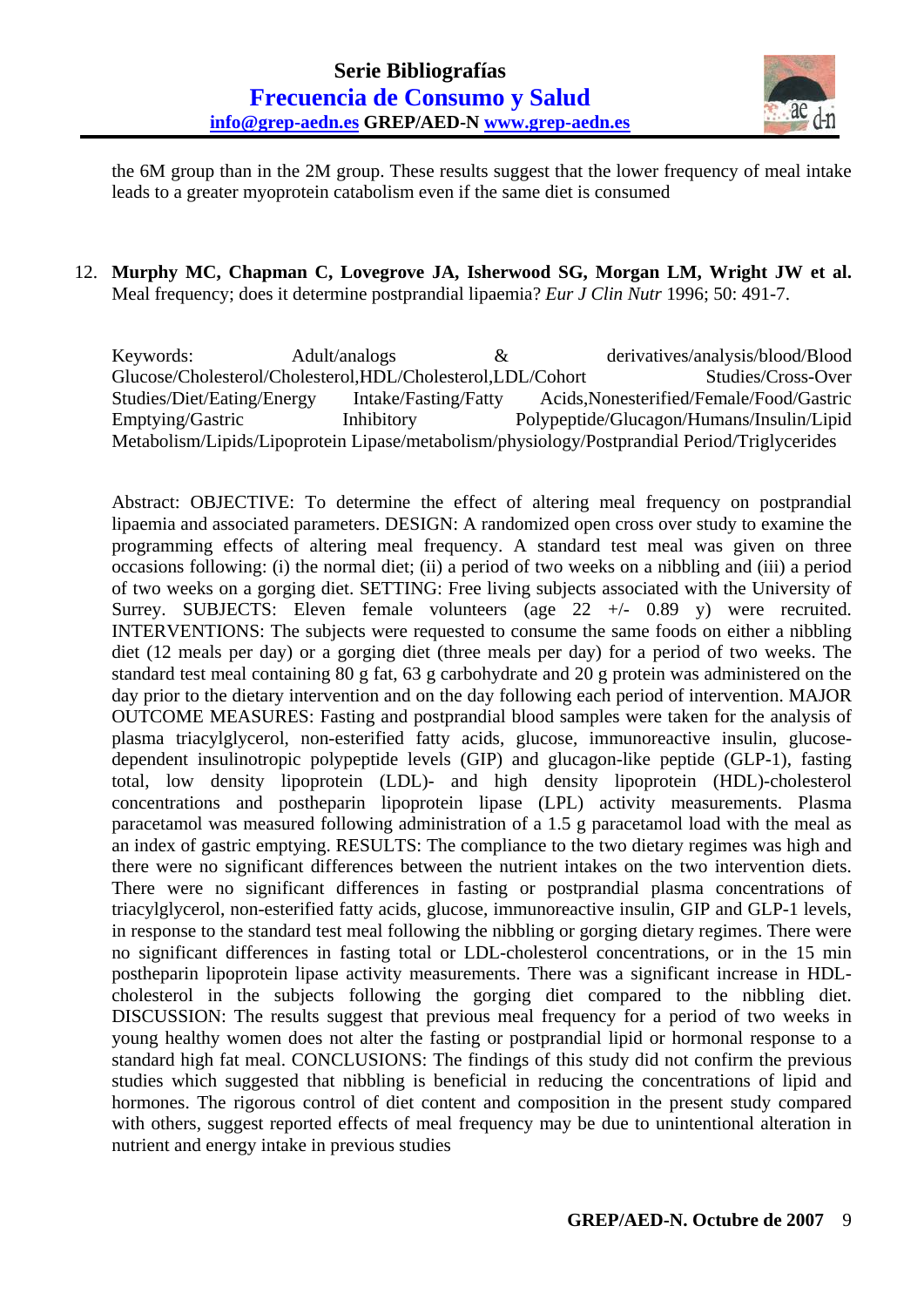the 6M group than in the 2M group. These results suggest that the lower frequency of meal intake leads to a greater myoprotein catabolism even if the same diet is consumed

12. **Murphy MC, Chapman C, Lovegrove JA, Isherwood SG, Morgan LM, Wright JW et al.** Meal frequency; does it determine postprandial lipaemia? *Eur J Clin Nutr* 1996; 50: 491-7.

Keywords: Adult/analogs & derivatives/analysis/blood/Blood Glucose/Cholesterol/Cholesterol,HDL/Cholesterol,LDL/Cohort Studies/Cross-Over Studies/Diet/Eating/Energy Intake/Fasting/Fatty Acids,Nonesterified/Female/Food/Gastric Emptying/Gastric Inhibitory Polypeptide/Glucagon/Humans/Insulin/Lipid Metabolism/Lipids/Lipoprotein Lipase/metabolism/physiology/Postprandial Period/Triglycerides

Abstract: OBJECTIVE: To determine the effect of altering meal frequency on postprandial lipaemia and associated parameters. DESIGN: A randomized open cross over study to examine the programming effects of altering meal frequency. A standard test meal was given on three occasions following: (i) the normal diet; (ii) a period of two weeks on a nibbling and (iii) a period of two weeks on a gorging diet. SETTING: Free living subjects associated with the University of Surrey. SUBJECTS: Eleven female volunteers (age 22 +/- 0.89 y) were recruited. INTERVENTIONS: The subjects were requested to consume the same foods on either a nibbling diet (12 meals per day) or a gorging diet (three meals per day) for a period of two weeks. The standard test meal containing 80 g fat, 63 g carbohydrate and 20 g protein was administered on the day prior to the dietary intervention and on the day following each period of intervention. MAJOR OUTCOME MEASURES: Fasting and postprandial blood samples were taken for the analysis of plasma triacylglycerol, non-esterified fatty acids, glucose, immunoreactive insulin, glucose-dependent insulinotropic polypeptide levels (GIP) and glucagon-like peptide (GLP-1), fasting total, low density lipoprotein (LDL)- and high density lipoprotein (HDL)-cholesterol concentrations and postheparin lipoprotein lipase (LPL) activity measurements. Plasma paracetamol was measured following administration of a 1.5 g paracetamol load with the meal as an index of gastric emptying. RESULTS: The compliance to the two dietary regimes was high and there were no significant differences between the nutrient intakes on the two intervention diets. There were no significant differences in fasting or postprandial plasma concentrations of triacylglycerol, non-esterified fatty acids, glucose, immunoreactive insulin, GIP and GLP-1 levels, in response to the standard test meal following the nibbling or gorging dietary regimes. There were no significant differences in fasting total or LDL-cholesterol concentrations, or in the 15 min postheparin lipoprotein lipase activity measurements. There was a significant increase in HDL-cholesterol in the subjects following the gorging diet compared to the nibbling diet. DISCUSSION: The results suggest that previous meal frequency for a period of two weeks in young healthy women does not alter the fasting or postprandial lipid or hormonal response to a standard high fat meal. CONCLUSIONS: The findings of this study did not confirm the previous studies which suggested that nibbling is beneficial in reducing the concentrations of lipid and hormones. The rigorous control of diet content and composition in the present study compared with others, suggest reported effects of meal frequency may be due to unintentional alteration in nutrient and energy intake in previous studies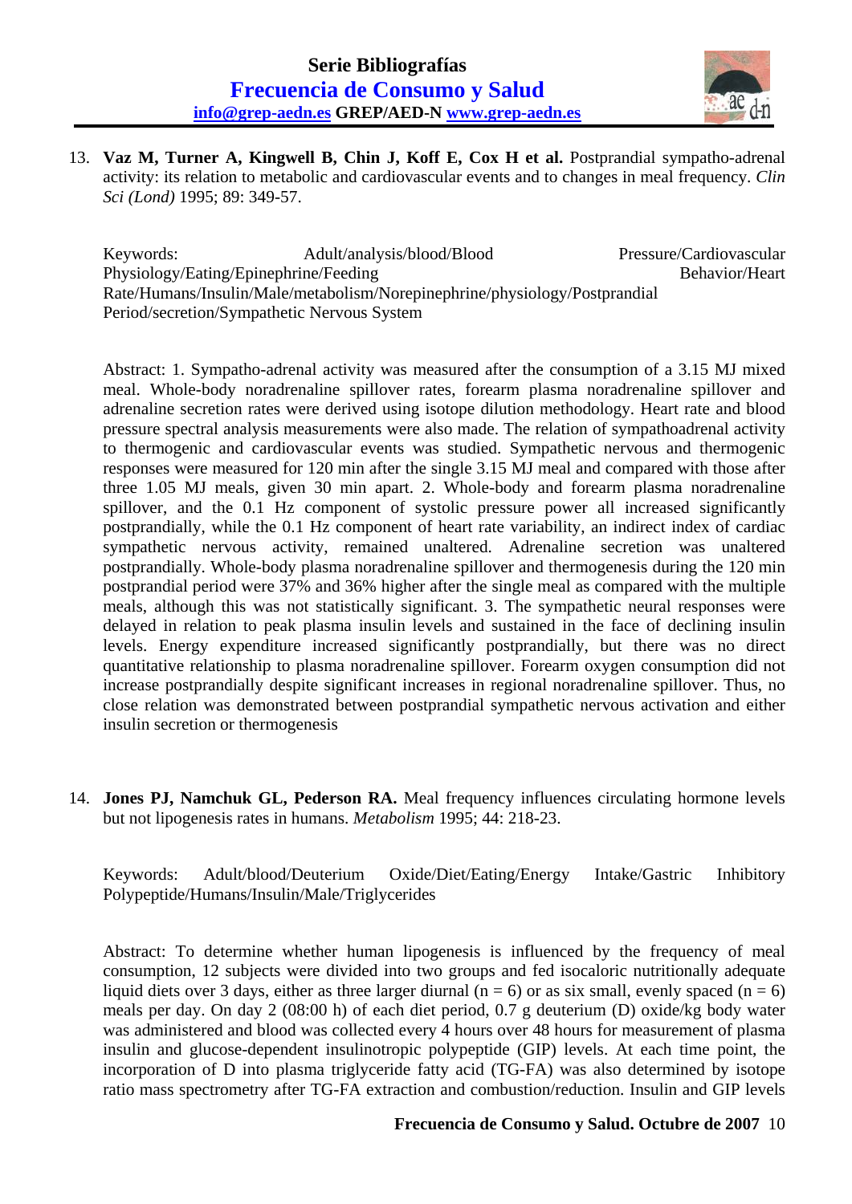13. **Vaz M, Turner A, Kingwell B, Chin J, Koff E, Cox H et al.** Postprandial sympatho-adrenal activity: its relation to metabolic and cardiovascular events and to changes in meal frequency. *Clin Sci (Lond)* 1995; 89: 349-57.

    Keywords: Adult/analysis/blood/Blood Pressure/Cardiovascular Physiology/Eating/Epinephrine/Feeding Behavior/Heart Rate/Humans/Insulin/Male/metabolism/Norepinephrine/physiology/Postprandial Period/secretion/Sympathetic Nervous System

    Abstract: 1. Sympatho-adrenal activity was measured after the consumption of a 3.15 MJ mixed meal. Whole-body noradrenaline spillover rates, forearm plasma noradrenaline spillover and adrenaline secretion rates were derived using isotope dilution methodology. Heart rate and blood pressure spectral analysis measurements were also made. The relation of sympathoadrenal activity to thermogenic and cardiovascular events was studied. Sympathetic nervous and thermogenic responses were measured for 120 min after the single 3.15 MJ meal and compared with those after three 1.05 MJ meals, given 30 min apart. 2. Whole-body and forearm plasma noradrenaline spillover, and the 0.1 Hz component of systolic pressure power all increased significantly postprandially, while the 0.1 Hz component of heart rate variability, an indirect index of cardiac sympathetic nervous activity, remained unaltered. Adrenaline secretion was unaltered postprandially. Whole-body plasma noradrenaline spillover and thermogenesis during the 120 min postprandial period were 37% and 36% higher after the single meal as compared with the multiple meals, although this was not statistically significant. 3. The sympathetic neural responses were delayed in relation to peak plasma insulin levels and sustained in the face of declining insulin levels. Energy expenditure increased significantly postprandially, but there was no direct quantitative relationship to plasma noradrenaline spillover. Forearm oxygen consumption did not increase postprandially despite significant increases in regional noradrenaline spillover. Thus, no close relation was demonstrated between postprandial sympathetic nervous activation and either insulin secretion or thermogenesis

14. **Jones PJ, Namchuk GL, Pederson RA.** Meal frequency influences circulating hormone levels but not lipogenesis rates in humans. *Metabolism* 1995; 44: 218-23.

    Keywords: Adult/blood/Deuterium Oxide/Diet/Eating/Energy Intake/Gastric Inhibitory Polypeptide/Humans/Insulin/Male/Triglycerides

    Abstract: To determine whether human lipogenesis is influenced by the frequency of meal consumption, 12 subjects were divided into two groups and fed isocaloric nutritionally adequate liquid diets over 3 days, either as three larger diurnal (n = 6) or as six small, evenly spaced (n = 6) meals per day. On day 2 (08:00 h) of each diet period, 0.7 g deuterium (D) oxide/kg body water was administered and blood was collected every 4 hours over 48 hours for measurement of plasma insulin and glucose-dependent insulinotropic polypeptide (GIP) levels. At each time point, the incorporation of D into plasma triglyceride fatty acid (TG-FA) was also determined by isotope ratio mass spectrometry after TG-FA extraction and combustion/reduction. Insulin and GIP levels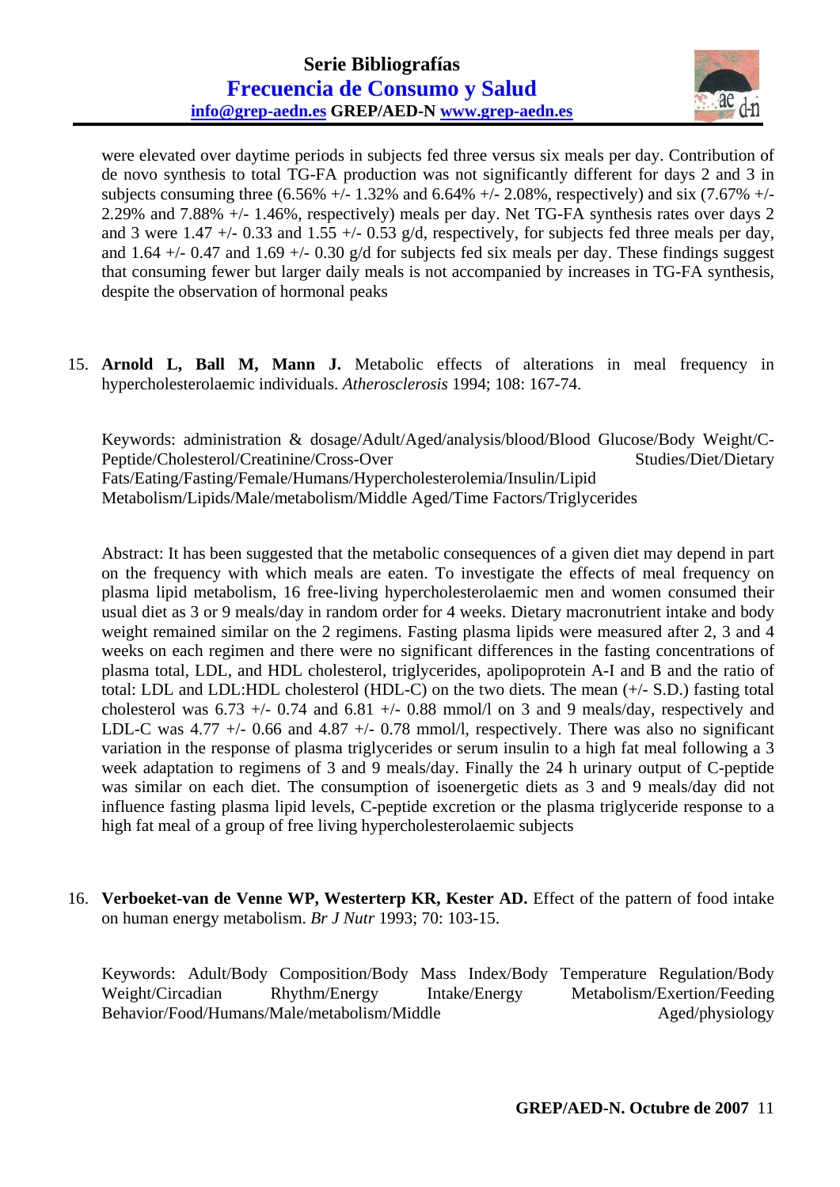were elevated over daytime periods in subjects fed three versus six meals per day. Contribution of de novo synthesis to total TG-FA production was not significantly different for days 2 and 3 in subjects consuming three (6.56% +/- 1.32% and 6.64% +/- 2.08%, respectively) and six (7.67% +/- 2.29% and 7.88% +/- 1.46%, respectively) meals per day. Net TG-FA synthesis rates over days 2 and 3 were 1.47 +/- 0.33 and 1.55 +/- 0.53 g/d, respectively, for subjects fed three meals per day, and 1.64 +/- 0.47 and 1.69 +/- 0.30 g/d for subjects fed six meals per day. These findings suggest that consuming fewer but larger daily meals is not accompanied by increases in TG-FA synthesis, despite the observation of hormonal peaks

15. **Arnold L, Ball M, Mann J.** Metabolic effects of alterations in meal frequency in hypercholesterolaemic individuals. *Atherosclerosis* 1994; 108: 167-74.

    Keywords: administration & dosage/Adult/Aged/analysis/blood/Blood Glucose/Body Weight/C-Peptide/Cholesterol/Creatinine/Cross-Over Studies/Diet/Dietary Fats/Eating/Fasting/Female/Humans/Hypercholesterolemia/Insulin/Lipid Metabolism/Lipids/Male/metabolism/Middle Aged/Time Factors/Triglycerides

    Abstract: It has been suggested that the metabolic consequences of a given diet may depend in part on the frequency with which meals are eaten. To investigate the effects of meal frequency on plasma lipid metabolism, 16 free-living hypercholesterolaemic men and women consumed their usual diet as 3 or 9 meals/day in random order for 4 weeks. Dietary macronutrient intake and body weight remained similar on the 2 regimens. Fasting plasma lipids were measured after 2, 3 and 4 weeks on each regimen and there were no significant differences in the fasting concentrations of plasma total, LDL, and HDL cholesterol, triglycerides, apolipoprotein A-I and B and the ratio of total: LDL and LDL:HDL cholesterol (HDL-C) on the two diets. The mean (+/- S.D.) fasting total cholesterol was 6.73 +/- 0.74 and 6.81 +/- 0.88 mmol/l on 3 and 9 meals/day, respectively and LDL-C was 4.77 +/- 0.66 and 4.87 +/- 0.78 mmol/l, respectively. There was also no significant variation in the response of plasma triglycerides or serum insulin to a high fat meal following a 3 week adaptation to regimens of 3 and 9 meals/day. Finally the 24 h urinary output of C-peptide was similar on each diet. The consumption of isoenergetic diets as 3 and 9 meals/day did not influence fasting plasma lipid levels, C-peptide excretion or the plasma triglyceride response to a high fat meal of a group of free living hypercholesterolaemic subjects

16. **Verboeket-van de Venne WP, Westerterp KR, Kester AD.** Effect of the pattern of food intake on human energy metabolism. *Br J Nutr* 1993; 70: 103-15.

    Keywords: Adult/Body Composition/Body Mass Index/Body Temperature Regulation/Body Weight/Circadian Rhythm/Energy Intake/Energy Metabolism/Exertion/Feeding Behavior/Food/Humans/Male/metabolism/Middle Aged/physiology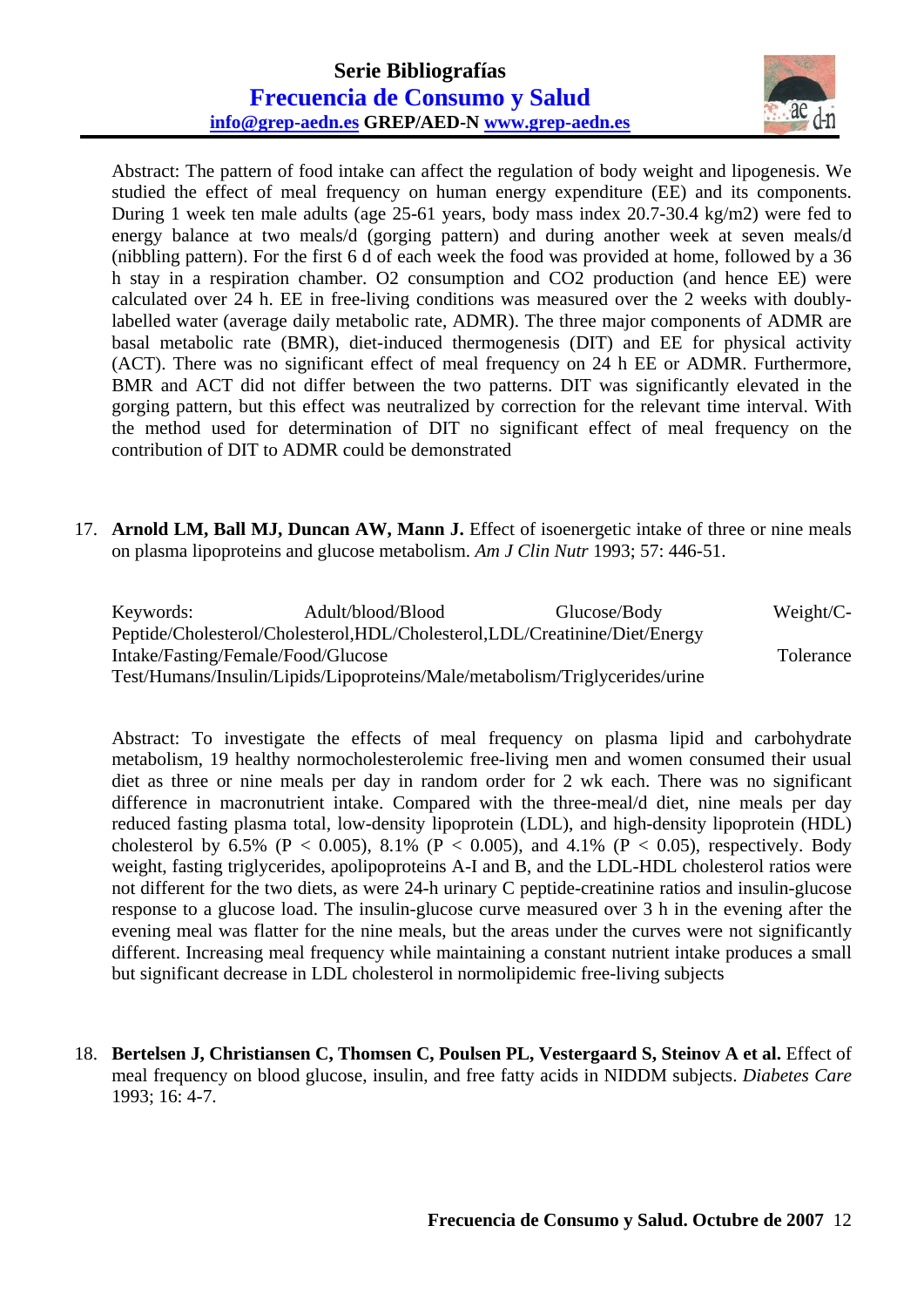Abstract: The pattern of food intake can affect the regulation of body weight and lipogenesis. We studied the effect of meal frequency on human energy expenditure (EE) and its components. During 1 week ten male adults (age 25-61 years, body mass index 20.7-30.4 kg/m2) were fed to energy balance at two meals/d (gorging pattern) and during another week at seven meals/d (nibbling pattern). For the first 6 d of each week the food was provided at home, followed by a 36 h stay in a respiration chamber. $O_2$ consumption and $CO_2$ production (and hence EE) were calculated over 24 h. EE in free-living conditions was measured over the 2 weeks with doubly-labelled water (average daily metabolic rate, ADMR). The three major components of ADMR are basal metabolic rate (BMR), diet-induced thermogenesis (DIT) and EE for physical activity (ACT). There was no significant effect of meal frequency on 24 h EE or ADMR. Furthermore, BMR and ACT did not differ between the two patterns. DIT was significantly elevated in the gorging pattern, but this effect was neutralized by correction for the relevant time interval. With the method used for determination of DIT no significant effect of meal frequency on the contribution of DIT to ADMR could be demonstrated

17. **Arnold LM, Ball MJ, Duncan AW, Mann J.** Effect of isoenergetic intake of three or nine meals on plasma lipoproteins and glucose metabolism. *Am J Clin Nutr* 1993; 57: 446-51.

Keywords: Adult/blood/Blood Glucose/Body Weight/C-Peptide/Cholesterol/Cholesterol,HDL/Cholesterol,LDL/Creatinine/Diet/Energy Intake/Fasting/Female/Food/Glucose Tolerance Test/Humans/Insulin/Lipids/Lipoproteins/Male/metabolism/Triglycerides/urine

Abstract: To investigate the effects of meal frequency on plasma lipid and carbohydrate metabolism, 19 healthy normocholesterolemic free-living men and women consumed their usual diet as three or nine meals per day in random order for 2 wk each. There was no significant difference in macronutrient intake. Compared with the three-meal/d diet, nine meals per day reduced fasting plasma total, low-density lipoprotein (LDL), and high-density lipoprotein (HDL) cholesterol by 6.5% ($P < 0.005$), 8.1% ($P < 0.005$), and 4.1% ($P < 0.05$), respectively. Body weight, fasting triglycerides, apolipoproteins A-I and B, and the LDL-HDL cholesterol ratios were not different for the two diets, as were 24-h urinary C peptide-creatinine ratios and insulin-glucose response to a glucose load. The insulin-glucose curve measured over 3 h in the evening after the evening meal was flatter for the nine meals, but the areas under the curves were not significantly different. Increasing meal frequency while maintaining a constant nutrient intake produces a small but significant decrease in LDL cholesterol in normolipidemic free-living subjects

18. **Bertelsen J, Christiansen C, Thomsen C, Poulsen PL, Vestergaard S, Steinov A et al.** Effect of meal frequency on blood glucose, insulin, and free fatty acids in NIDDM subjects. *Diabetes Care* 1993; 16: 4-7.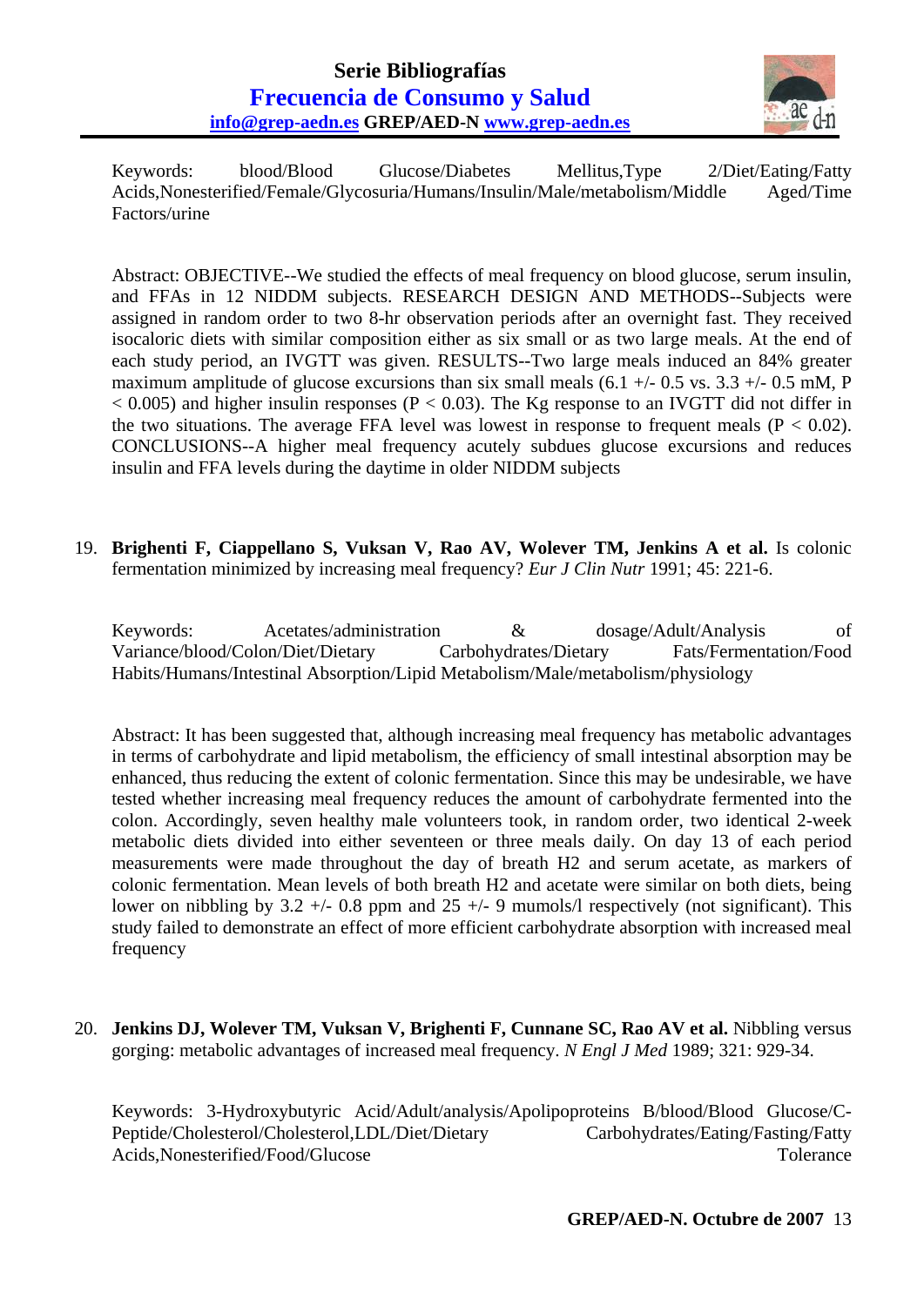Keywords: blood/Blood Glucose/Diabetes Mellitus,Type 2/Diet/Eating/Fatty Acids,Nonesterified/Female/Glycosuria/Humans/Insulin/Male/metabolism/Middle Aged/Time Factors/urine

Abstract: OBJECTIVE--We studied the effects of meal frequency on blood glucose, serum insulin, and FFAs in 12 NIDDM subjects. RESEARCH DESIGN AND METHODS--Subjects were assigned in random order to two 8-hr observation periods after an overnight fast. They received isocaloric diets with similar composition either as six small or as two large meals. At the end of each study period, an IVGTT was given. RESULTS--Two large meals induced an 84% greater maximum amplitude of glucose excursions than six small meals (6.1 +/- 0.5 vs. 3.3 +/- 0.5 mM, $P < 0.005$) and higher insulin responses ($P < 0.03$). The Kg response to an IVGTT did not differ in the two situations. The average FFA level was lowest in response to frequent meals ($P < 0.02$). CONCLUSIONS--A higher meal frequency acutely subdues glucose excursions and reduces insulin and FFA levels during the daytime in older NIDDM subjects

19. **Brighenti F, Ciappellano S, Vuksan V, Rao AV, Wolever TM, Jenkins A et al.** Is colonic fermentation minimized by increasing meal frequency? *Eur J Clin Nutr* 1991; 45: 221-6.

Keywords: Acetates/administration & dosage/Adult/Analysis of Variance/blood/Colon/Diet/Dietary Carbohydrates/Dietary Fats/Fermentation/Food Habits/Humans/Intestinal Absorption/Lipid Metabolism/Male/metabolism/physiology

Abstract: It has been suggested that, although increasing meal frequency has metabolic advantages in terms of carbohydrate and lipid metabolism, the efficiency of small intestinal absorption may be enhanced, thus reducing the extent of colonic fermentation. Since this may be undesirable, we have tested whether increasing meal frequency reduces the amount of carbohydrate fermented into the colon. Accordingly, seven healthy male volunteers took, in random order, two identical 2-week metabolic diets divided into either seventeen or three meals daily. On day 13 of each period measurements were made throughout the day of breath $H_2$ and serum acetate, as markers of colonic fermentation. Mean levels of both breath $H_2$ and acetate were similar on both diets, being lower on nibbling by 3.2 +/- 0.8 ppm and 25 +/- 9 mumols/l respectively (not significant). This study failed to demonstrate an effect of more efficient carbohydrate absorption with increased meal frequency

20. **Jenkins DJ, Wolever TM, Vuksan V, Brighenti F, Cunnane SC, Rao AV et al.** Nibbling versus gorging: metabolic advantages of increased meal frequency. *N Engl J Med* 1989; 321: 929-34.

Keywords: 3-Hydroxybutyric Acid/Adult/analysis/Apolipoproteins B/blood/Blood Glucose/C-Peptide/Cholesterol/Cholesterol,LDL/Diet/Dietary Carbohydrates/Eating/Fasting/Fatty Acids,Nonesterified/Food/Glucose Tolerance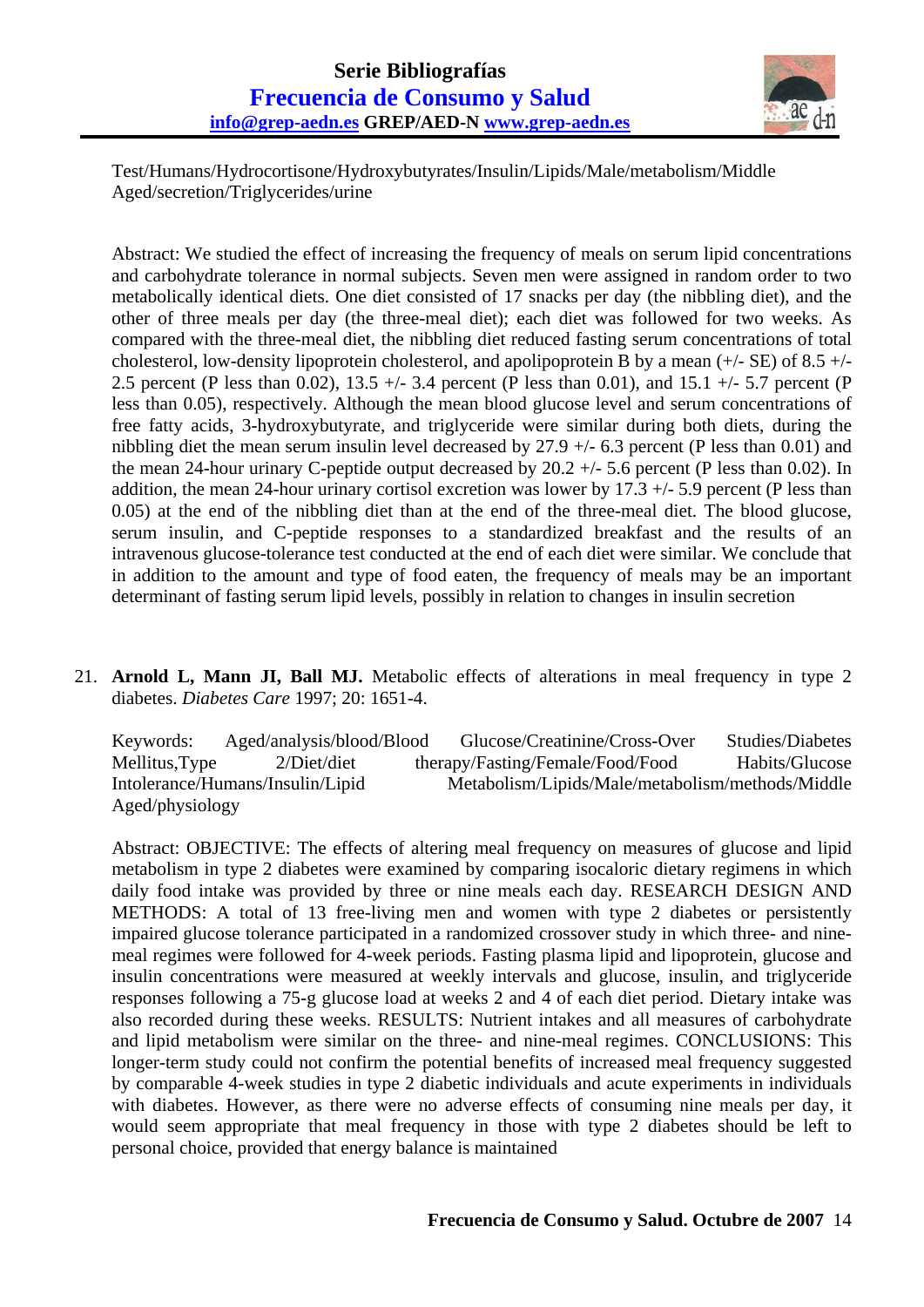Test/Humans/Hydrocortisone/Hydroxybutyrates/Insulin/Lipids/Male/metabolism/Middle Aged/secretion/Triglycerides/urine

Abstract: We studied the effect of increasing the frequency of meals on serum lipid concentrations and carbohydrate tolerance in normal subjects. Seven men were assigned in random order to two metabolically identical diets. One diet consisted of 17 snacks per day (the nibbling diet), and the other of three meals per day (the three-meal diet); each diet was followed for two weeks. As compared with the three-meal diet, the nibbling diet reduced fasting serum concentrations of total cholesterol, low-density lipoprotein cholesterol, and apolipoprotein B by a mean (+/- SE) of 8.5 +/- 2.5 percent (P less than 0.02), 13.5 +/- 3.4 percent (P less than 0.01), and 15.1 +/- 5.7 percent (P less than 0.05), respectively. Although the mean blood glucose level and serum concentrations of free fatty acids, 3-hydroxybutyrate, and triglyceride were similar during both diets, during the nibbling diet the mean serum insulin level decreased by 27.9 +/- 6.3 percent (P less than 0.01) and the mean 24-hour urinary C-peptide output decreased by 20.2 +/- 5.6 percent (P less than 0.02). In addition, the mean 24-hour urinary cortisol excretion was lower by 17.3 +/- 5.9 percent (P less than 0.05) at the end of the nibbling diet than at the end of the three-meal diet. The blood glucose, serum insulin, and C-peptide responses to a standardized breakfast and the results of an intravenous glucose-tolerance test conducted at the end of each diet were similar. We conclude that in addition to the amount and type of food eaten, the frequency of meals may be an important determinant of fasting serum lipid levels, possibly in relation to changes in insulin secretion

21. **Arnold L, Mann JI, Ball MJ.** Metabolic effects of alterations in meal frequency in type 2 diabetes. *Diabetes Care* 1997; 20: 1651-4.

    Keywords: Aged/analysis/blood/Blood Glucose/Creatinine/Cross-Over Studies/Diabetes Mellitus,Type 2/Diet/diet therapy/Fasting/Female/Food/Food Habits/Glucose Intolerance/Humans/Insulin/Lipid Metabolism/Lipids/Male/metabolism/methods/Middle Aged/physiology

    Abstract: OBJECTIVE: The effects of altering meal frequency on measures of glucose and lipid metabolism in type 2 diabetes were examined by comparing isocaloric dietary regimens in which daily food intake was provided by three or nine meals each day. RESEARCH DESIGN AND METHODS: A total of 13 free-living men and women with type 2 diabetes or persistently impaired glucose tolerance participated in a randomized crossover study in which three- and nine-meal regimes were followed for 4-week periods. Fasting plasma lipid and lipoprotein, glucose and insulin concentrations were measured at weekly intervals and glucose, insulin, and triglyceride responses following a 75-g glucose load at weeks 2 and 4 of each diet period. Dietary intake was also recorded during these weeks. RESULTS: Nutrient intakes and all measures of carbohydrate and lipid metabolism were similar on the three- and nine-meal regimes. CONCLUSIONS: This longer-term study could not confirm the potential benefits of increased meal frequency suggested by comparable 4-week studies in type 2 diabetic individuals and acute experiments in individuals with diabetes. However, as there were no adverse effects of consuming nine meals per day, it would seem appropriate that meal frequency in those with type 2 diabetes should be left to personal choice, provided that energy balance is maintained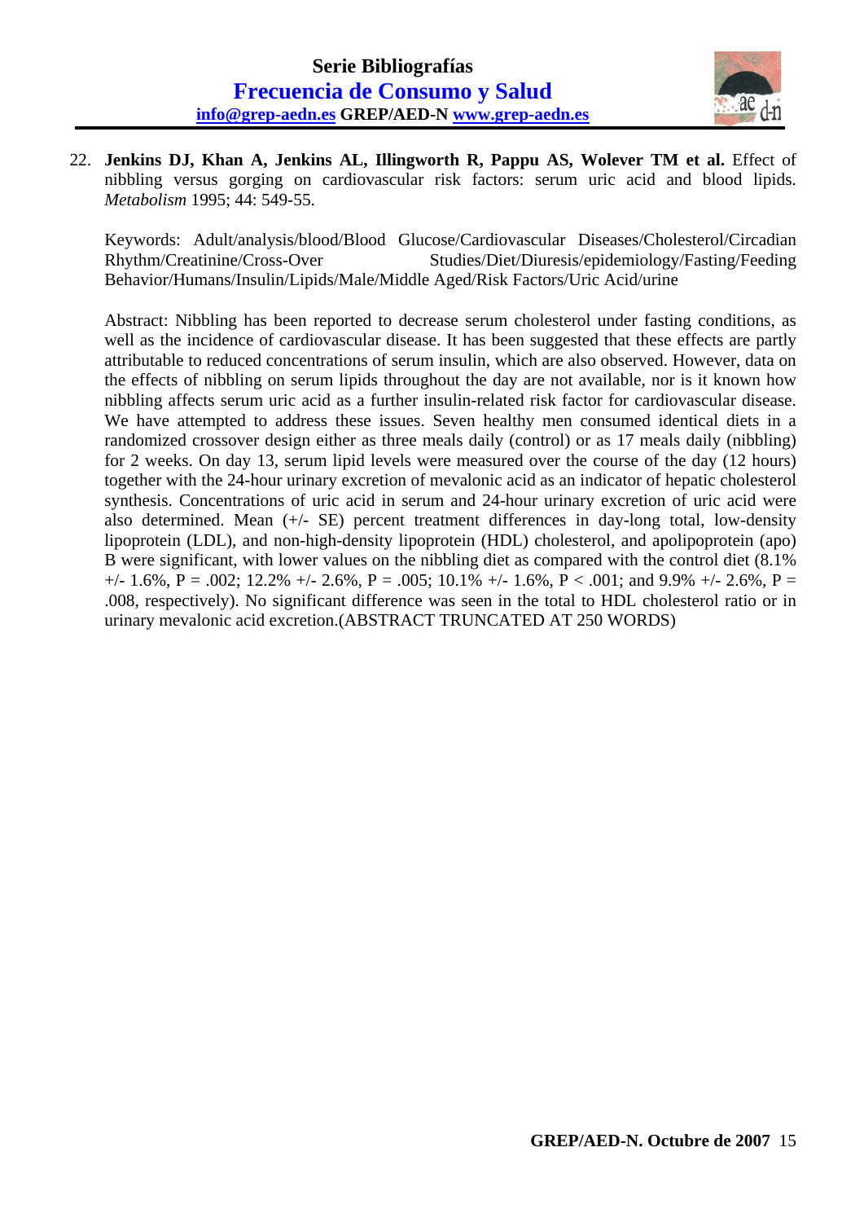22. **Jenkins DJ, Khan A, Jenkins AL, Illingworth R, Pappu AS, Wolever TM et al.** Effect of nibbling versus gorging on cardiovascular risk factors: serum uric acid and blood lipids. *Metabolism* 1995; 44: 549-55.

    Keywords: Adult/analysis/blood/Blood Glucose/Cardiovascular Diseases/Cholesterol/Circadian Rhythm/Creatinine/Cross-Over Studies/Diet/Diuresis/epidemiology/Fasting/Feeding Behavior/Humans/Insulin/Lipids/Male/Middle Aged/Risk Factors/Uric Acid/urine

    Abstract: Nibbling has been reported to decrease serum cholesterol under fasting conditions, as well as the incidence of cardiovascular disease. It has been suggested that these effects are partly attributable to reduced concentrations of serum insulin, which are also observed. However, data on the effects of nibbling on serum lipids throughout the day are not available, nor is it known how nibbling affects serum uric acid as a further insulin-related risk factor for cardiovascular disease. We have attempted to address these issues. Seven healthy men consumed identical diets in a randomized crossover design either as three meals daily (control) or as 17 meals daily (nibbling) for 2 weeks. On day 13, serum lipid levels were measured over the course of the day (12 hours) together with the 24-hour urinary excretion of mevalonic acid as an indicator of hepatic cholesterol synthesis. Concentrations of uric acid in serum and 24-hour urinary excretion of uric acid were also determined. Mean (+/- SE) percent treatment differences in day-long total, low-density lipoprotein (LDL), and non-high-density lipoprotein (HDL) cholesterol, and apolipoprotein (apo) B were significant, with lower values on the nibbling diet as compared with the control diet (8.1% +/- 1.6%, P = .002; 12.2% +/- 2.6%, P = .005; 10.1% +/- 1.6%, P < .001; and 9.9% +/- 2.6%, P = .008, respectively). No significant difference was seen in the total to HDL cholesterol ratio or in urinary mevalonic acid excretion.(ABSTRACT TRUNCATED AT 250 WORDS)